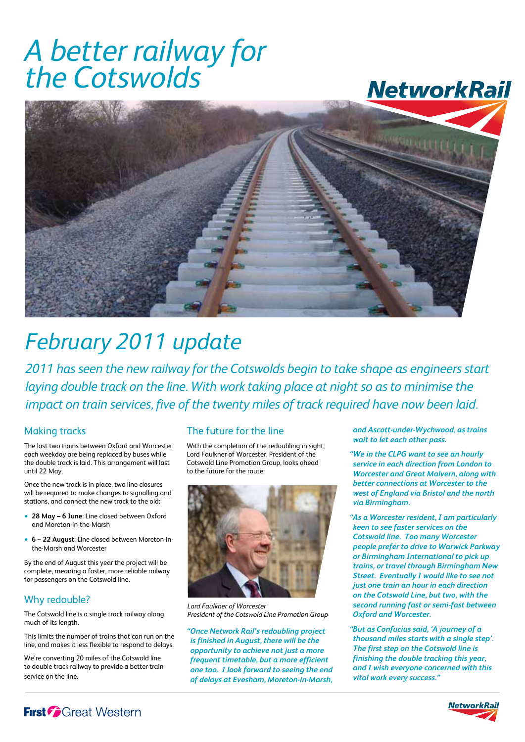# A better railway for the Cotswolds

## February 2011 update

*2011 has seen the new railway for the Cotswolds begin to take shape as engineers start laying double track on the line. With work taking place at night so as to minimise the impact on train services, five of the twenty miles of track required have now been laid.*

### Making tracks

The last two trains between Oxford and Worcester each weekday are being replaced by buses while the double track is laid. This arrangement will last until 22 May.

Once the new track is in place, two line closures will be required to make changes to signalling and stations, and connect the new track to the old:

- **28 May – 6 June**: Line closed between Oxford and Moreton-in-the-Marsh
- **6 – 22 August**: Line closed between Moreton-in-the-Marsh and Worcester

By the end of August this year the project will be complete, meaning a faster, more reliable railway for passengers on the Cotswold line.

### Why redouble?

The Cotswold line is a single track railway along much of its length.

This limits the number of trains that can run on the line, and makes it less flexible to respond to delays.

We're converting 20 miles of the Cotswold line to double track railway to provide a better train service on the line.

### The future for the line

With the completion of the redoubling in sight, Lord Faulkner of Worcester, President of the Cotswold Line Promotion Group, looks ahead to the future for the route.

Lord Faulkner of Worcester
President of the Cotswold Line Promotion Group

***"Once Network Rail's redoubling project is finished in August, there will be the opportunity to achieve not just a more frequent timetable, but a more efficient one too. I look forward to seeing the end of delays at Evesham, Moreton-in-Marsh, and Ascott-under-Wychwood, as trains wait to let each other pass.***

***"We in the CLPG want to see an hourly service in each direction from London to Worcester and Great Malvern, along with better connections at Worcester to the west of England via Bristol and the north via Birmingham.***

***"As a Worcester resident, I am particularly keen to see faster services on the Cotswold line. Too many Worcester people prefer to drive to Warwick Parkway or Birmingham International to pick up trains, or travel through Birmingham New Street. Eventually I would like to see not just one train an hour in each direction on the Cotswold Line, but two, with the second running fast or semi-fast between Oxford and Worcester.***

***"But as Confucius said, 'A journey of a thousand miles starts with a single step'. The first step on the Cotswold line is finishing the double tracking this year, and I wish everyone concerned with this vital work every success."***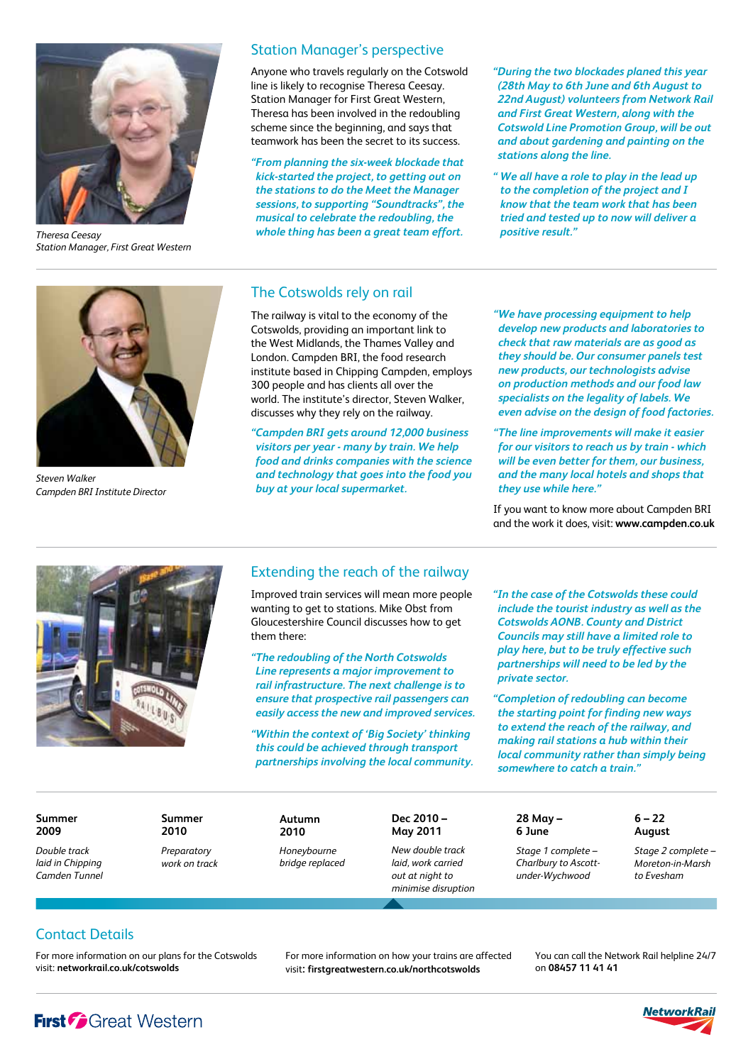*Theresa Ceesay*
*Station Manager, First Great Western*

## Station Manager's perspective

Anyone who travels regularly on the Cotswold line is likely to recognise Theresa Ceesay. Station Manager for First Great Western, Theresa has been involved in the redoubling scheme since the beginning, and says that teamwork has been the secret to its success.

*"From planning the six-week blockade that kick-started the project, to getting out on the stations to do the Meet the Manager sessions, to supporting "Soundtracks", the musical to celebrate the redoubling, the whole thing has been a great team effort.*

*"During the two blockades planed this year (28th May to 6th June and 6th August to 22nd August) volunteers from Network Rail and First Great Western, along with the Cotswold Line Promotion Group, will be out and about gardening and painting on the stations along the line.*

*" We all have a role to play in the lead up to the completion of the project and I know that the team work that has been tried and tested up to now will deliver a positive result."*

*Steven Walker*
*Campden BRI Institute Director*

## The Cotswolds rely on rail

The railway is vital to the economy of the Cotswolds, providing an important link to the West Midlands, the Thames Valley and London. Campden BRI, the food research institute based in Chipping Campden, employs 300 people and has clients all over the world. The institute's director, Steven Walker, discusses why they rely on the railway.

*"Campden BRI gets around 12,000 business visitors per year - many by train. We help food and drinks companies with the science and technology that goes into the food you buy at your local supermarket.*

*"We have processing equipment to help develop new products and laboratories to check that raw materials are as good as they should be. Our consumer panels test new products, our technologists advise on production methods and our food law specialists on the legality of labels. We even advise on the design of food factories.*

*"The line improvements will make it easier for our visitors to reach us by train - which will be even better for them, our business, and the many local hotels and shops that they use while here."*

If you want to know more about Campden BRI and the work it does, visit: **www.campden.co.uk**

## Extending the reach of the railway

Improved train services will mean more people wanting to get to stations. Mike Obst from Gloucestershire Council discusses how to get them there:

*"The redoubling of the North Cotswolds Line represents a major improvement to rail infrastructure. The next challenge is to ensure that prospective rail passengers can easily access the new and improved services.*

*"Within the context of 'Big Society' thinking this could be achieved through transport partnerships involving the local community.*

*"In the case of the Cotswolds these could include the tourist industry as well as the Cotswolds AONB. County and District Councils may still have a limited role to play here, but to be truly effective such partnerships will need to be led by the private sector.*

*"Completion of redoubling can become the starting point for finding new ways to extend the reach of the railway, and making rail stations a hub within their local community rather than simply being somewhere to catch a train."*

| Summer 2009 | Summer 2010 | Autumn 2010 | Dec 2010 – May 2011 | 28 May – 6 June | 6 – 22 August |
|---|---|---|---|---|---|
| *Double track laid in Chipping Camden Tunnel* | *Preparatory work on track* | *Honeybourne bridge replaced* | *New double track laid, work carried out at night to minimise disruption* | *Stage 1 complete – Charlbury to Ascott-under-Wychwood* | *Stage 2 complete – Moreton-in-Marsh to Evesham* |

## Contact Details

For more information on our plans for the Cotswolds visit: **networkrail.co.uk/cotswolds**

For more information on how your trains are affected visit: **firstgreatwestern.co.uk/northcotswolds**

You can call the Network Rail helpline 24/7 on **08457 11 41 41**

First Great Western

NetworkRail